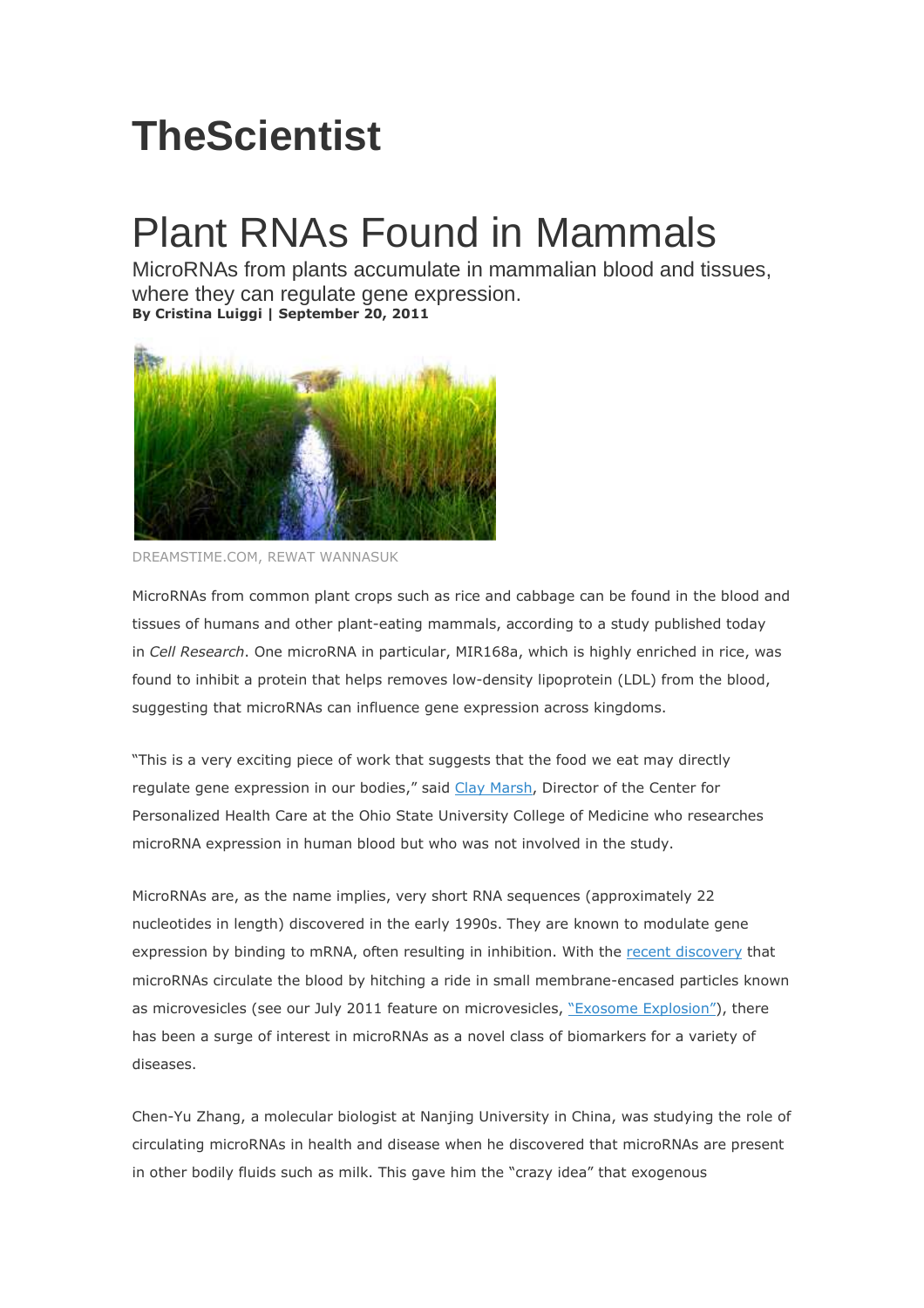# TheScientist

## Plant RNAs Found in Mammals

MicroRNAs from plants accumulate in mammalian blood and tissues, where they can regulate gene expression.

**By Cristina Luiggi | September 20, 2011**

DREAMSTIME.COM, REWAT WANNASUK

MicroRNAs from common plant crops such as rice and cabbage can be found in the blood and tissues of humans and other plant-eating mammals, according to a study published today in *Cell Research*. One microRNA in particular, MIR168a, which is highly enriched in rice, was found to inhibit a protein that helps removes low-density lipoprotein (LDL) from the blood, suggesting that microRNAs can influence gene expression across kingdoms.

"This is a very exciting piece of work that suggests that the food we eat may directly regulate gene expression in our bodies," said Clay Marsh, Director of the Center for Personalized Health Care at the Ohio State University College of Medicine who researches microRNA expression in human blood but who was not involved in the study.

MicroRNAs are, as the name implies, very short RNA sequences (approximately 22 nucleotides in length) discovered in the early 1990s. They are known to modulate gene expression by binding to mRNA, often resulting in inhibition. With the recent discovery that microRNAs circulate the blood by hitching a ride in small membrane-encased particles known as microvesicles (see our July 2011 feature on microvesicles, "Exosome Explosion"), there has been a surge of interest in microRNAs as a novel class of biomarkers for a variety of diseases.

Chen-Yu Zhang, a molecular biologist at Nanjing University in China, was studying the role of circulating microRNAs in health and disease when he discovered that microRNAs are present in other bodily fluids such as milk. This gave him the "crazy idea" that exogenous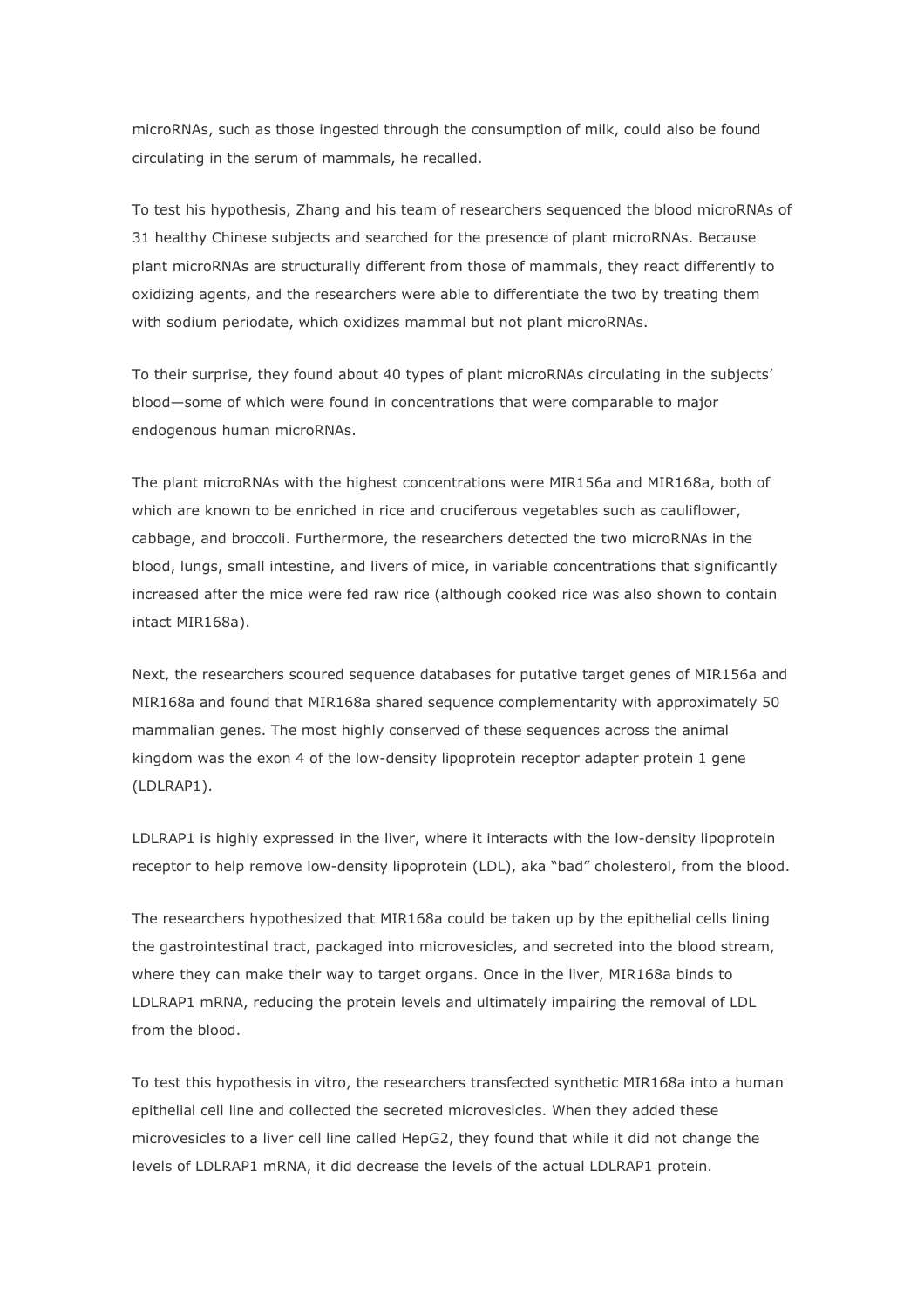microRNAs, such as those ingested through the consumption of milk, could also be found circulating in the serum of mammals, he recalled.

To test his hypothesis, Zhang and his team of researchers sequenced the blood microRNAs of 31 healthy Chinese subjects and searched for the presence of plant microRNAs. Because plant microRNAs are structurally different from those of mammals, they react differently to oxidizing agents, and the researchers were able to differentiate the two by treating them with sodium periodate, which oxidizes mammal but not plant microRNAs.

To their surprise, they found about 40 types of plant microRNAs circulating in the subjects' blood—some of which were found in concentrations that were comparable to major endogenous human microRNAs.

The plant microRNAs with the highest concentrations were MIR156a and MIR168a, both of which are known to be enriched in rice and cruciferous vegetables such as cauliflower, cabbage, and broccoli. Furthermore, the researchers detected the two microRNAs in the blood, lungs, small intestine, and livers of mice, in variable concentrations that significantly increased after the mice were fed raw rice (although cooked rice was also shown to contain intact MIR168a).

Next, the researchers scoured sequence databases for putative target genes of MIR156a and MIR168a and found that MIR168a shared sequence complementarity with approximately 50 mammalian genes. The most highly conserved of these sequences across the animal kingdom was the exon 4 of the low-density lipoprotein receptor adapter protein 1 gene (LDLRAP1).

LDLRAP1 is highly expressed in the liver, where it interacts with the low-density lipoprotein receptor to help remove low-density lipoprotein (LDL), aka "bad" cholesterol, from the blood.

The researchers hypothesized that MIR168a could be taken up by the epithelial cells lining the gastrointestinal tract, packaged into microvesicles, and secreted into the blood stream, where they can make their way to target organs. Once in the liver, MIR168a binds to LDLRAP1 mRNA, reducing the protein levels and ultimately impairing the removal of LDL from the blood.

To test this hypothesis in vitro, the researchers transfected synthetic MIR168a into a human epithelial cell line and collected the secreted microvesicles. When they added these microvesicles to a liver cell line called HepG2, they found that while it did not change the levels of LDLRAP1 mRNA, it did decrease the levels of the actual LDLRAP1 protein.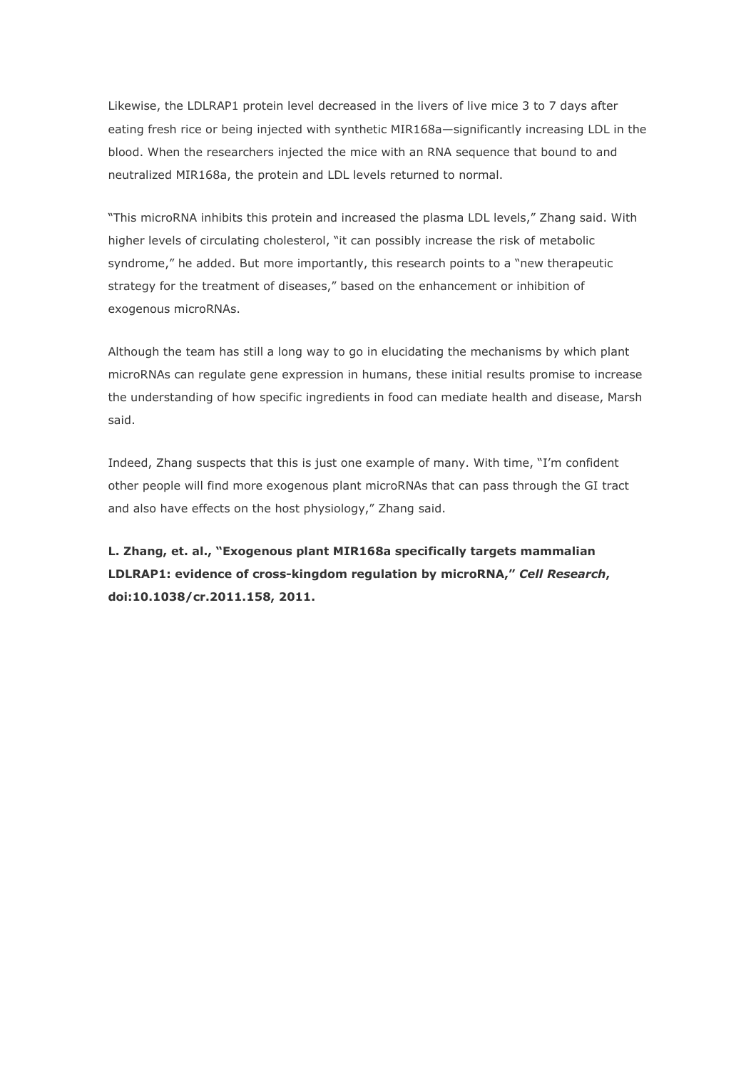Likewise, the LDLRAP1 protein level decreased in the livers of live mice 3 to 7 days after eating fresh rice or being injected with synthetic MIR168a—significantly increasing LDL in the blood. When the researchers injected the mice with an RNA sequence that bound to and neutralized MIR168a, the protein and LDL levels returned to normal.

"This microRNA inhibits this protein and increased the plasma LDL levels," Zhang said. With higher levels of circulating cholesterol, "it can possibly increase the risk of metabolic syndrome," he added. But more importantly, this research points to a "new therapeutic strategy for the treatment of diseases," based on the enhancement or inhibition of exogenous microRNAs.

Although the team has still a long way to go in elucidating the mechanisms by which plant microRNAs can regulate gene expression in humans, these initial results promise to increase the understanding of how specific ingredients in food can mediate health and disease, Marsh said.

Indeed, Zhang suspects that this is just one example of many. With time, "I'm confident other people will find more exogenous plant microRNAs that can pass through the GI tract and also have effects on the host physiology," Zhang said.

**L. Zhang, et. al., "Exogenous plant MIR168a specifically targets mammalian LDLRAP1: evidence of cross-kingdom regulation by microRNA,"** ***Cell Research*****, doi:10.1038/cr.2011.158, 2011.**